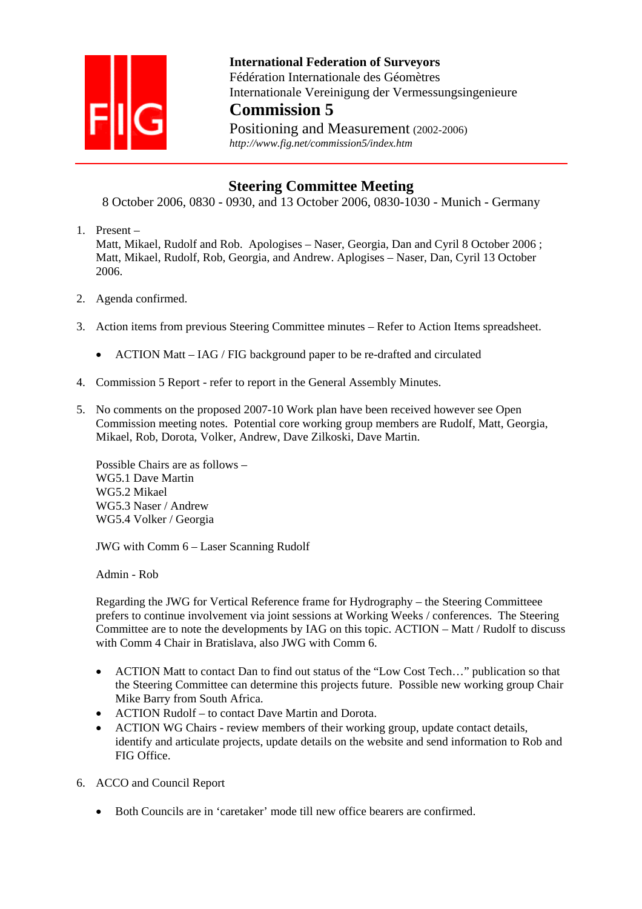**International Federation of Surveyors**
Fédération Internationale des Géomètres
Internationale Vereinigung der Vermessungsingenieure

# Commission 5

Positioning and Measurement (2002-2006)
*http://www.fig.net/commission5/index.htm*

## Steering Committee Meeting

8 October 2006, 0830 - 0930, and 13 October 2006, 0830-1030 - Munich - Germany

1. Present –
   Matt, Mikael, Rudolf and Rob. Apologises – Naser, Georgia, Dan and Cyril 8 October 2006 ; Matt, Mikael, Rudolf, Rob, Georgia, and Andrew. Aplogises – Naser, Dan, Cyril 13 October 2006.

2. Agenda confirmed.

3. Action items from previous Steering Committee minutes – Refer to Action Items spreadsheet.

   - ACTION Matt – IAG / FIG background paper to be re-drafted and circulated

4. Commission 5 Report - refer to report in the General Assembly Minutes.

5. No comments on the proposed 2007-10 Work plan have been received however see Open Commission meeting notes. Potential core working group members are Rudolf, Matt, Georgia, Mikael, Rob, Dorota, Volker, Andrew, Dave Zilkoski, Dave Martin.

   Possible Chairs are as follows –
   WG5.1 Dave Martin
   WG5.2 Mikael
   WG5.3 Naser / Andrew
   WG5.4 Volker / Georgia

   JWG with Comm 6 – Laser Scanning Rudolf

   Admin - Rob

   Regarding the JWG for Vertical Reference frame for Hydrography – the Steering Committeee prefers to continue involvement via joint sessions at Working Weeks / conferences. The Steering Committee are to note the developments by IAG on this topic. ACTION – Matt / Rudolf to discuss with Comm 4 Chair in Bratislava, also JWG with Comm 6.

   - ACTION Matt to contact Dan to find out status of the "Low Cost Tech…" publication so that the Steering Committee can determine this projects future. Possible new working group Chair Mike Barry from South Africa.
   - ACTION Rudolf – to contact Dave Martin and Dorota.
   - ACTION WG Chairs - review members of their working group, update contact details, identify and articulate projects, update details on the website and send information to Rob and FIG Office.

6. ACCO and Council Report

   - Both Councils are in 'caretaker' mode till new office bearers are confirmed.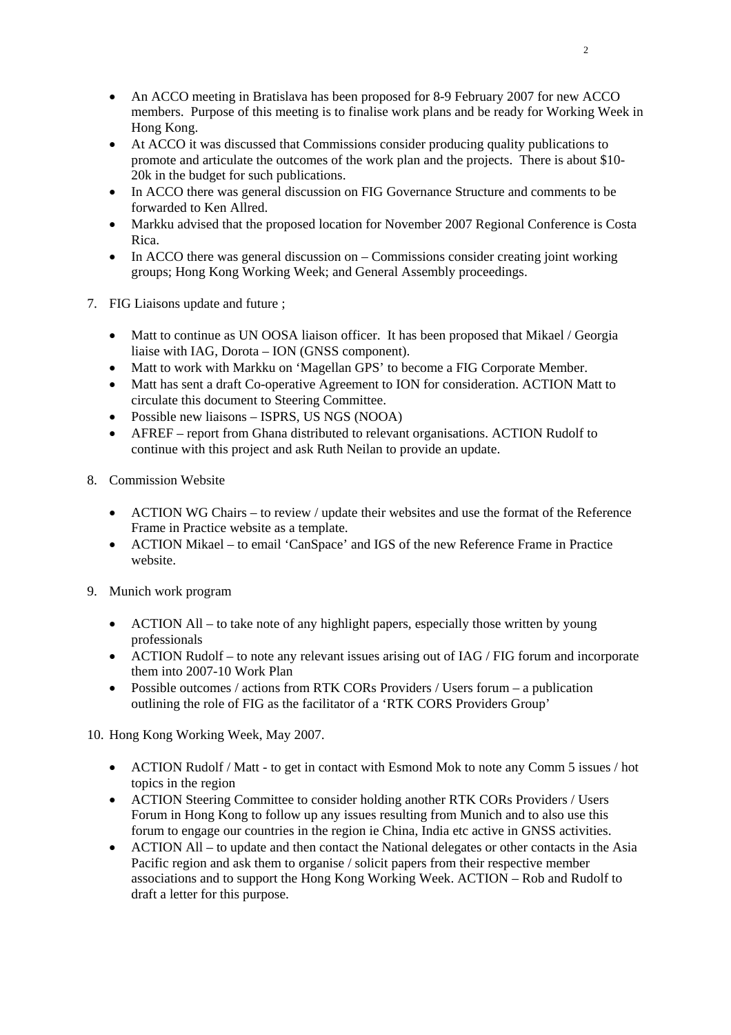- An ACCO meeting in Bratislava has been proposed for 8-9 February 2007 for new ACCO members. Purpose of this meeting is to finalise work plans and be ready for Working Week in Hong Kong.
- At ACCO it was discussed that Commissions consider producing quality publications to promote and articulate the outcomes of the work plan and the projects. There is about $10-20k in the budget for such publications.
- In ACCO there was general discussion on FIG Governance Structure and comments to be forwarded to Ken Allred.
- Markku advised that the proposed location for November 2007 Regional Conference is Costa Rica.
- In ACCO there was general discussion on – Commissions consider creating joint working groups; Hong Kong Working Week; and General Assembly proceedings.

7. FIG Liaisons update and future ;

   - Matt to continue as UN OOSA liaison officer. It has been proposed that Mikael / Georgia liaise with IAG, Dorota – ION (GNSS component).
   - Matt to work with Markku on 'Magellan GPS' to become a FIG Corporate Member.
   - Matt has sent a draft Co-operative Agreement to ION for consideration. ACTION Matt to circulate this document to Steering Committee.
   - Possible new liaisons – ISPRS, US NGS (NOOA)
   - AFREF – report from Ghana distributed to relevant organisations. ACTION Rudolf to continue with this project and ask Ruth Neilan to provide an update.

8. Commission Website

   - ACTION WG Chairs – to review / update their websites and use the format of the Reference Frame in Practice website as a template.
   - ACTION Mikael – to email 'CanSpace' and IGS of the new Reference Frame in Practice website.

9. Munich work program

   - ACTION All – to take note of any highlight papers, especially those written by young professionals
   - ACTION Rudolf – to note any relevant issues arising out of IAG / FIG forum and incorporate them into 2007-10 Work Plan
   - Possible outcomes / actions from RTK CORs Providers / Users forum – a publication outlining the role of FIG as the facilitator of a 'RTK CORS Providers Group'

10. Hong Kong Working Week, May 2007.

    - ACTION Rudolf / Matt - to get in contact with Esmond Mok to note any Comm 5 issues / hot topics in the region
    - ACTION Steering Committee to consider holding another RTK CORs Providers / Users Forum in Hong Kong to follow up any issues resulting from Munich and to also use this forum to engage our countries in the region ie China, India etc active in GNSS activities.
    - ACTION All – to update and then contact the National delegates or other contacts in the Asia Pacific region and ask them to organise / solicit papers from their respective member associations and to support the Hong Kong Working Week. ACTION – Rob and Rudolf to draft a letter for this purpose.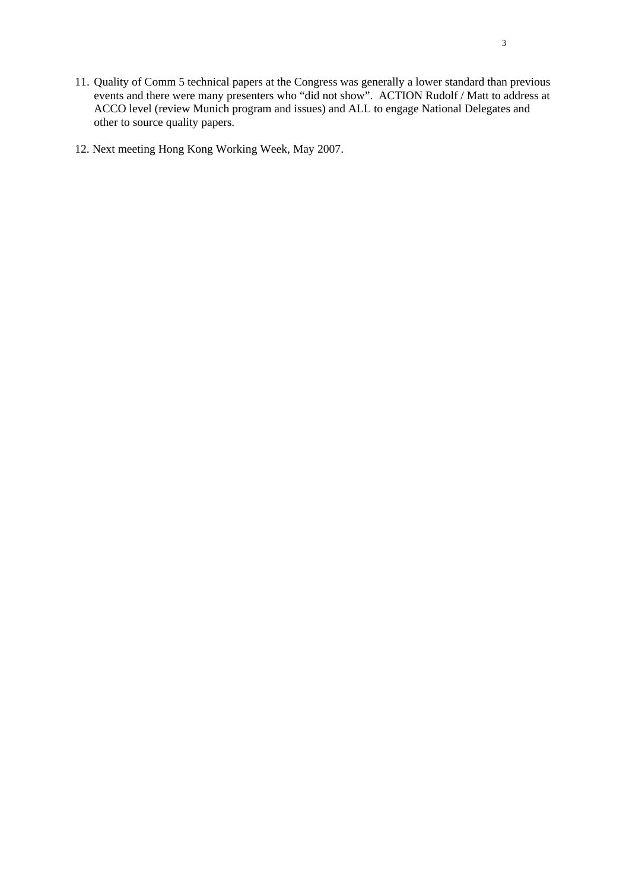11. Quality of Comm 5 technical papers at the Congress was generally a lower standard than previous events and there were many presenters who “did not show”. ACTION Rudolf / Matt to address at ACCO level (review Munich program and issues) and ALL to engage National Delegates and other to source quality papers.

12. Next meeting Hong Kong Working Week, May 2007.